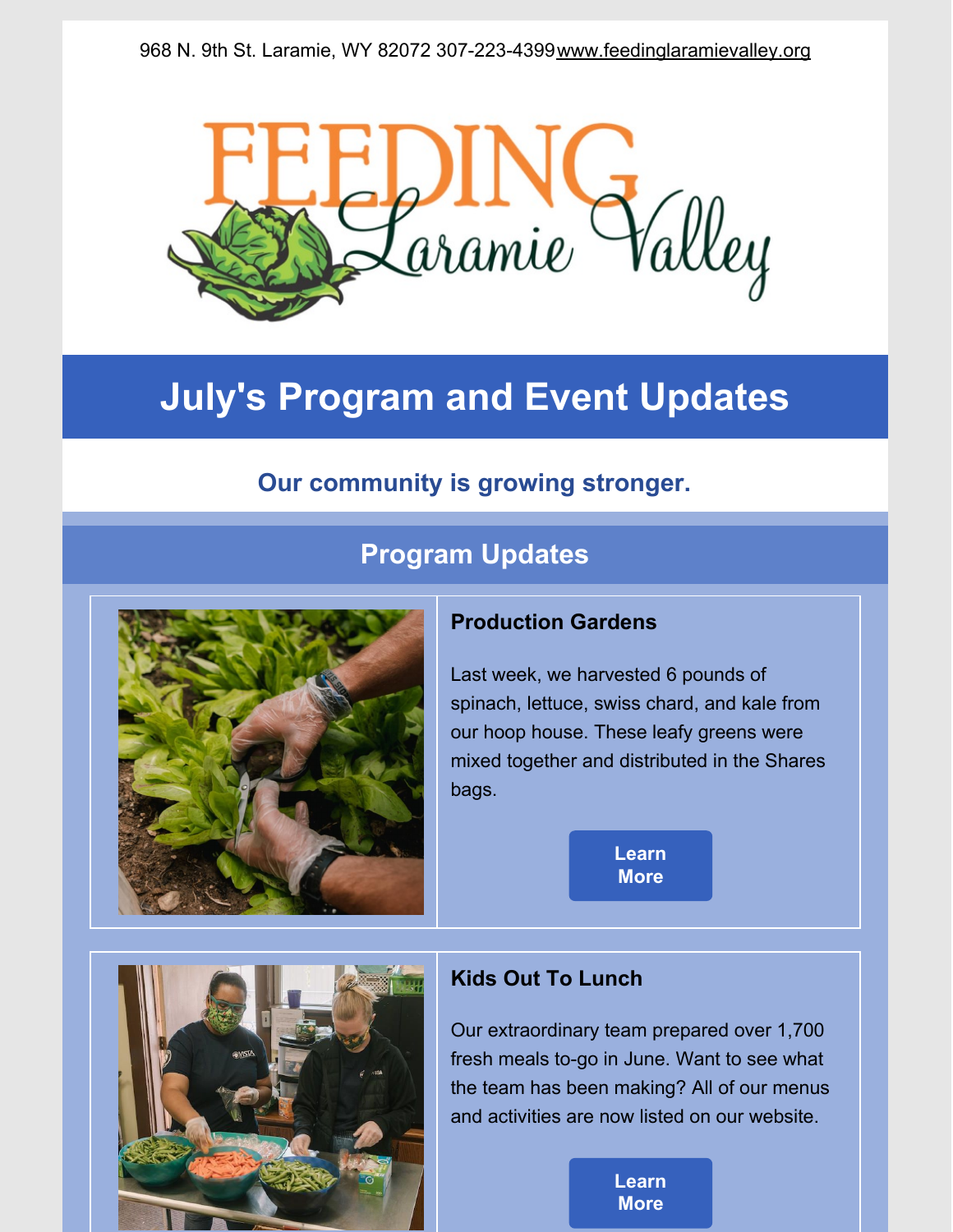968 N. 9th St. Laramie, WY 82072 307-223-4399 www.feedinglaramievalley.org

# Feeding Laramie Valley

# July's Program and Event Updates

### Our community is growing stronger.

## Program Updates

### Production Gardens

Last week, we harvested 6 pounds of spinach, lettuce, swiss chard, and kale from our hoop house. These leafy greens were mixed together and distributed in the Shares bags.

Learn More

### Kids Out To Lunch

Our extraordinary team prepared over 1,700 fresh meals to-go in June. Want to see what the team has been making? All of our menus and activities are now listed on our website.

Learn More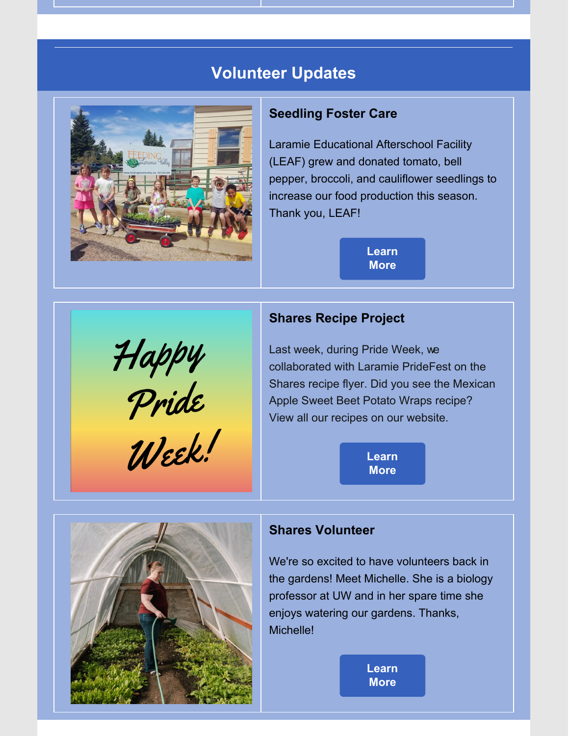## Volunteer Updates

### Seedling Foster Care

Laramie Educational Afterschool Facility (LEAF) grew and donated tomato, bell pepper, broccoli, and cauliflower seedlings to increase our food production this season. Thank you, LEAF!

Learn More

### Shares Recipe Project

Last week, during Pride Week, we collaborated with Laramie PrideFest on the Shares recipe flyer. Did you see the Mexican Apple Sweet Beet Potato Wraps recipe? View all our recipes on our website.

Learn More

### Shares Volunteer

We're so excited to have volunteers back in the gardens! Meet Michelle. She is a biology professor at UW and in her spare time she enjoys watering our gardens. Thanks, Michelle!

Learn More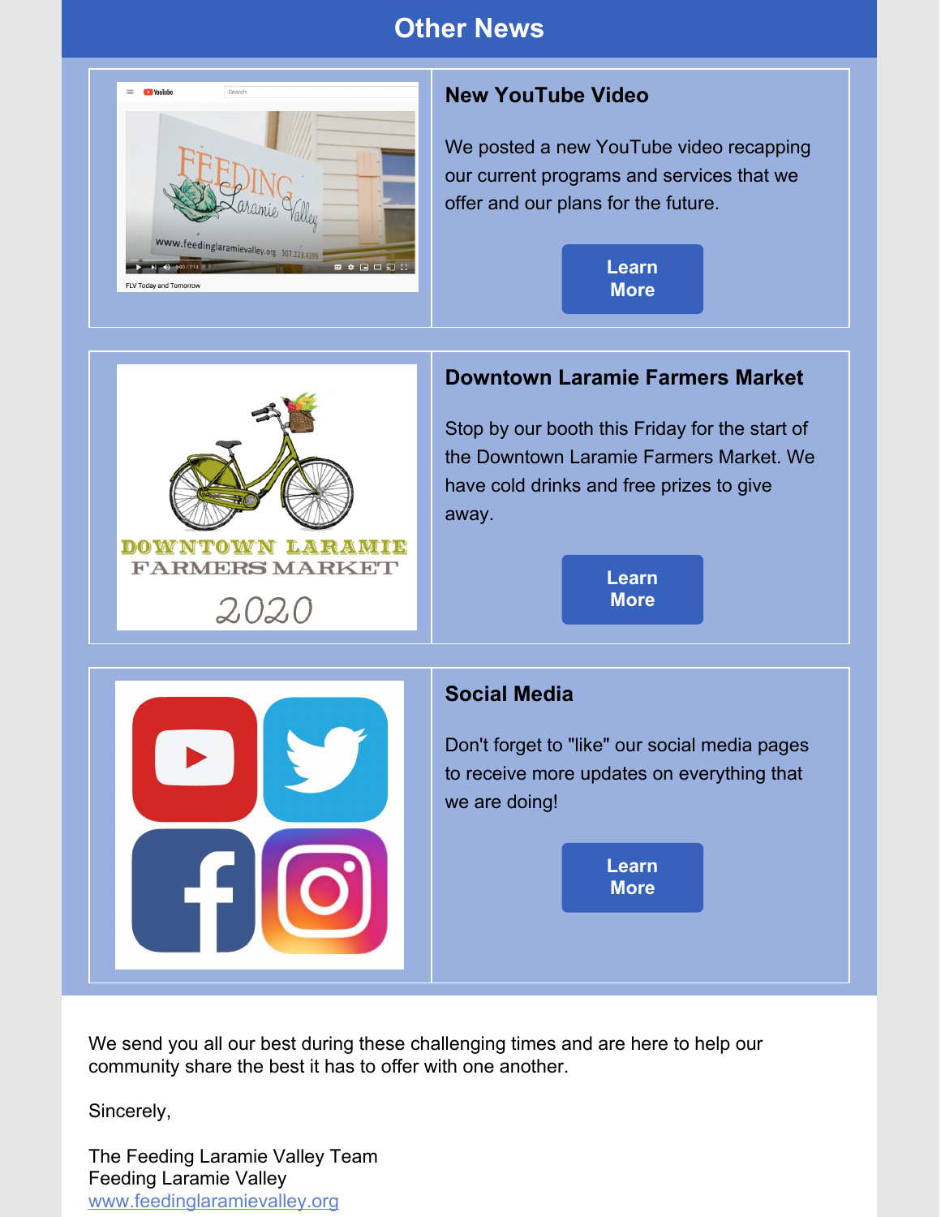## Other News

### New YouTube Video

We posted a new YouTube video recapping our current programs and services that we offer and our plans for the future.

Learn More

### Downtown Laramie Farmers Market

Stop by our booth this Friday for the start of the Downtown Laramie Farmers Market. We have cold drinks and free prizes to give away.

Learn More

### Social Media

Don't forget to "like" our social media pages to receive more updates on everything that we are doing!

Learn More

We send you all our best during these challenging times and are here to help our community share the best it has to offer with one another.

Sincerely,

The Feeding Laramie Valley Team
Feeding Laramie Valley
www.feedinglaramievalley.org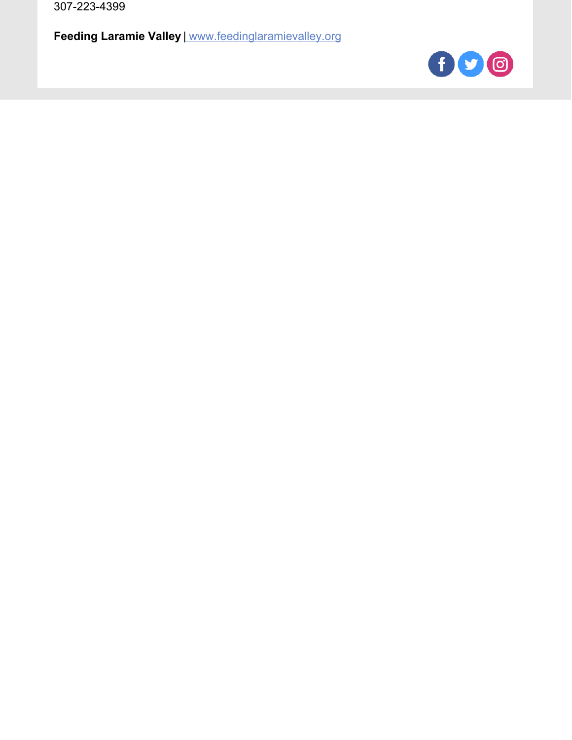307-223-4399

**Feeding Laramie Valley** | www.feedinglaramievalley.org